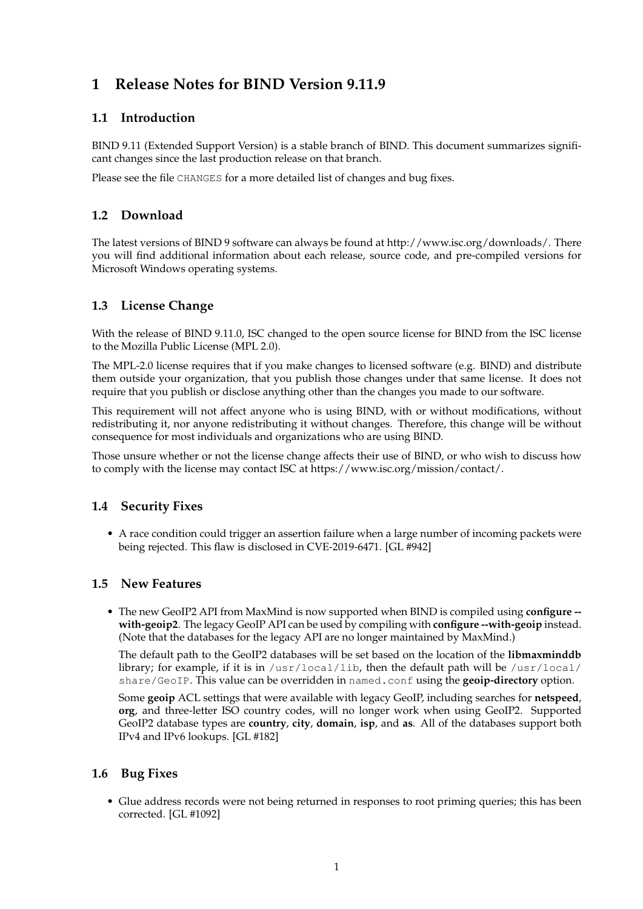# 1 Release Notes for BIND Version 9.11.9

## 1.1 Introduction

BIND 9.11 (Extended Support Version) is a stable branch of BIND. This document summarizes significant changes since the last production release on that branch.

Please see the file `CHANGES` for a more detailed list of changes and bug fixes.

## 1.2 Download

The latest versions of BIND 9 software can always be found at http://www.isc.org/downloads/. There you will find additional information about each release, source code, and pre-compiled versions for Microsoft Windows operating systems.

## 1.3 License Change

With the release of BIND 9.11.0, ISC changed to the open source license for BIND from the ISC license to the Mozilla Public License (MPL 2.0).

The MPL-2.0 license requires that if you make changes to licensed software (e.g. BIND) and distribute them outside your organization, that you publish those changes under that same license. It does not require that you publish or disclose anything other than the changes you made to our software.

This requirement will not affect anyone who is using BIND, with or without modifications, without redistributing it, nor anyone redistributing it without changes. Therefore, this change will be without consequence for most individuals and organizations who are using BIND.

Those unsure whether or not the license change affects their use of BIND, or who wish to discuss how to comply with the license may contact ISC at https://www.isc.org/mission/contact/.

## 1.4 Security Fixes

- A race condition could trigger an assertion failure when a large number of incoming packets were being rejected. This flaw is disclosed in CVE-2019-6471. [GL #942]

## 1.5 New Features

- The new GeoIP2 API from MaxMind is now supported when BIND is compiled using **configure --with-geoip2**. The legacy GeoIP API can be used by compiling with **configure --with-geoip** instead. (Note that the databases for the legacy API are no longer maintained by MaxMind.)

  The default path to the GeoIP2 databases will be set based on the location of the **libmaxminddb** library; for example, if it is in `/usr/local/lib`, then the default path will be `/usr/local/share/GeoIP`. This value can be overridden in `named.conf` using the **geoip-directory** option.

  Some **geoip** ACL settings that were available with legacy GeoIP, including searches for **netspeed**, **org**, and three-letter ISO country codes, will no longer work when using GeoIP2. Supported GeoIP2 database types are **country**, **city**, **domain**, **isp**, and **as**. All of the databases support both IPv4 and IPv6 lookups. [GL #182]

## 1.6 Bug Fixes

- Glue address records were not being returned in responses to root priming queries; this has been corrected. [GL #1092]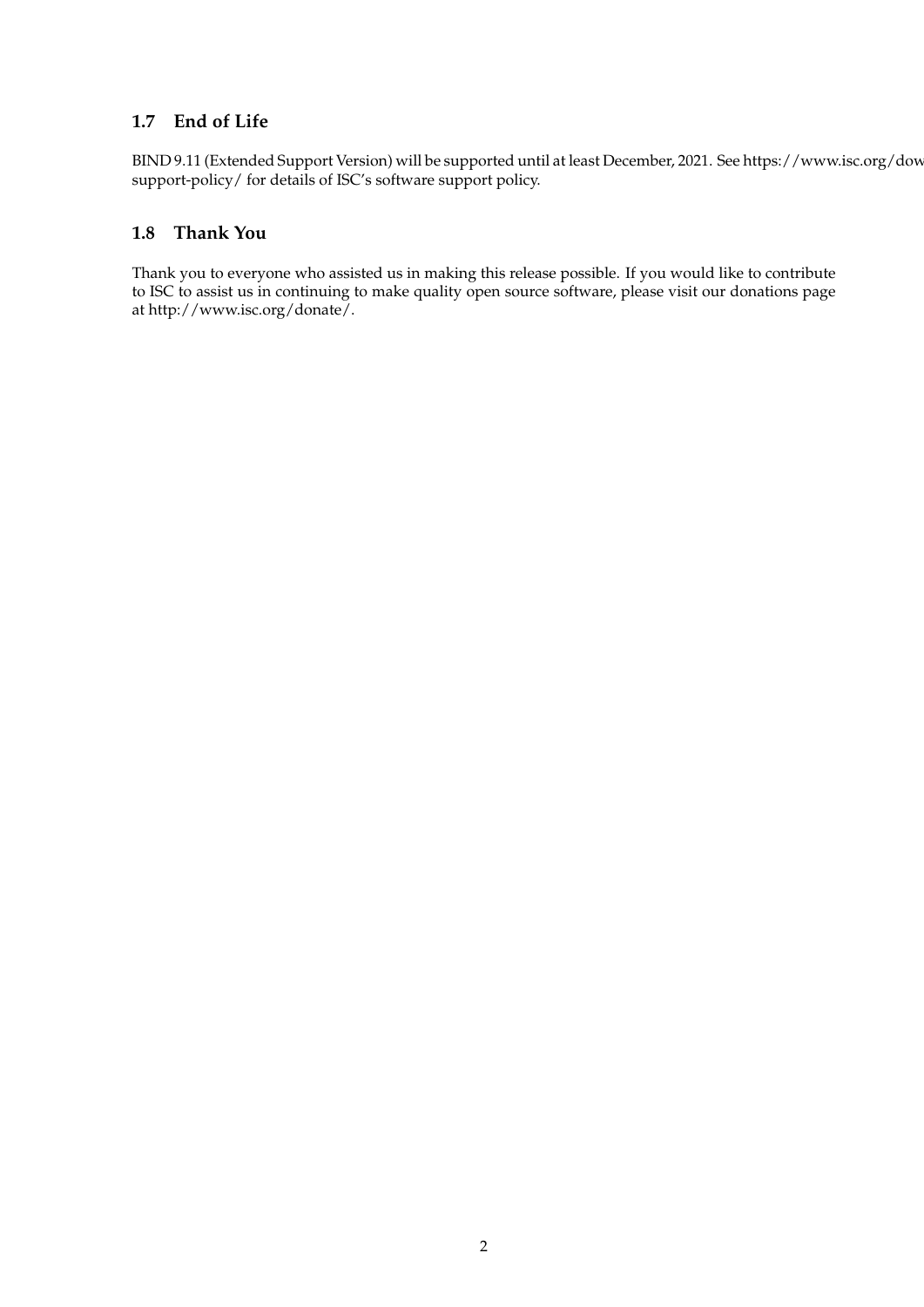## 1.7 End of Life

BIND 9.11 (Extended Support Version) will be supported until at least December, 2021. See https://www.isc.org/dow support-policy/ for details of ISC's software support policy.

## 1.8 Thank You

Thank you to everyone who assisted us in making this release possible. If you would like to contribute to ISC to assist us in continuing to make quality open source software, please visit our donations page at http://www.isc.org/donate/.